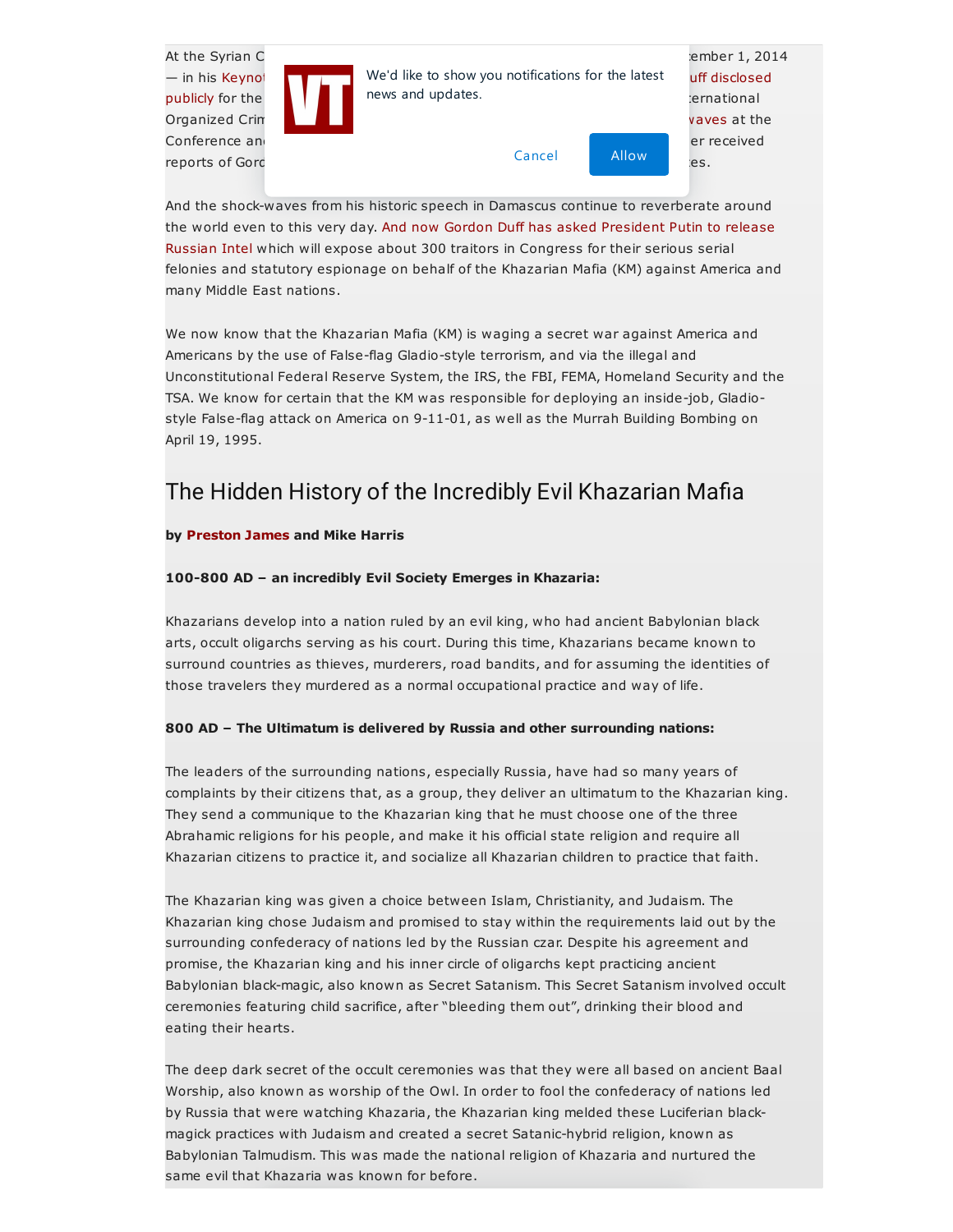At the Syrian C... ember 1, 2014 — in his Keynot... uff disclosed publicly for the ... ernational Organized Crim... waves at the Conference an... er received reports of Gord... es.

And the shock-waves from his historic speech in Damascus continue to reverberate around the world even to this very day. And now Gordon Duff has asked President Putin to release Russian Intel which will expose about 300 traitors in Congress for their serious serial felonies and statutory espionage on behalf of the Khazarian Mafia (KM) against America and many Middle East nations.

We now know that the Khazarian Mafia (KM) is waging a secret war against America and Americans by the use of False-flag Gladio-style terrorism, and via the illegal and Unconstitutional Federal Reserve System, the IRS, the FBI, FEMA, Homeland Security and the TSA. We know for certain that the KM was responsible for deploying an inside-job, Gladio-style False-flag attack on America on 9-11-01, as well as the Murrah Building Bombing on April 19, 1995.

## The Hidden History of the Incredibly Evil Khazarian Mafia

**by Preston James and Mike Harris**

**100-800 AD – an incredibly Evil Society Emerges in Khazaria:**

Khazarians develop into a nation ruled by an evil king, who had ancient Babylonian black arts, occult oligarchs serving as his court. During this time, Khazarians became known to surround countries as thieves, murderers, road bandits, and for assuming the identities of those travelers they murdered as a normal occupational practice and way of life.

**800 AD – The Ultimatum is delivered by Russia and other surrounding nations:**

The leaders of the surrounding nations, especially Russia, have had so many years of complaints by their citizens that, as a group, they deliver an ultimatum to the Khazarian king. They send a communique to the Khazarian king that he must choose one of the three Abrahamic religions for his people, and make it his official state religion and require all Khazarian citizens to practice it, and socialize all Khazarian children to practice that faith.

The Khazarian king was given a choice between Islam, Christianity, and Judaism. The Khazarian king chose Judaism and promised to stay within the requirements laid out by the surrounding confederacy of nations led by the Russian czar. Despite his agreement and promise, the Khazarian king and his inner circle of oligarchs kept practicing ancient Babylonian black-magic, also known as Secret Satanism. This Secret Satanism involved occult ceremonies featuring child sacrifice, after "bleeding them out", drinking their blood and eating their hearts.

The deep dark secret of the occult ceremonies was that they were all based on ancient Baal Worship, also known as worship of the Owl. In order to fool the confederacy of nations led by Russia that were watching Khazaria, the Khazarian king melded these Luciferian black-magick practices with Judaism and created a secret Satanic-hybrid religion, known as Babylonian Talmudism. This was made the national religion of Khazaria and nurtured the same evil that Khazaria was known for before.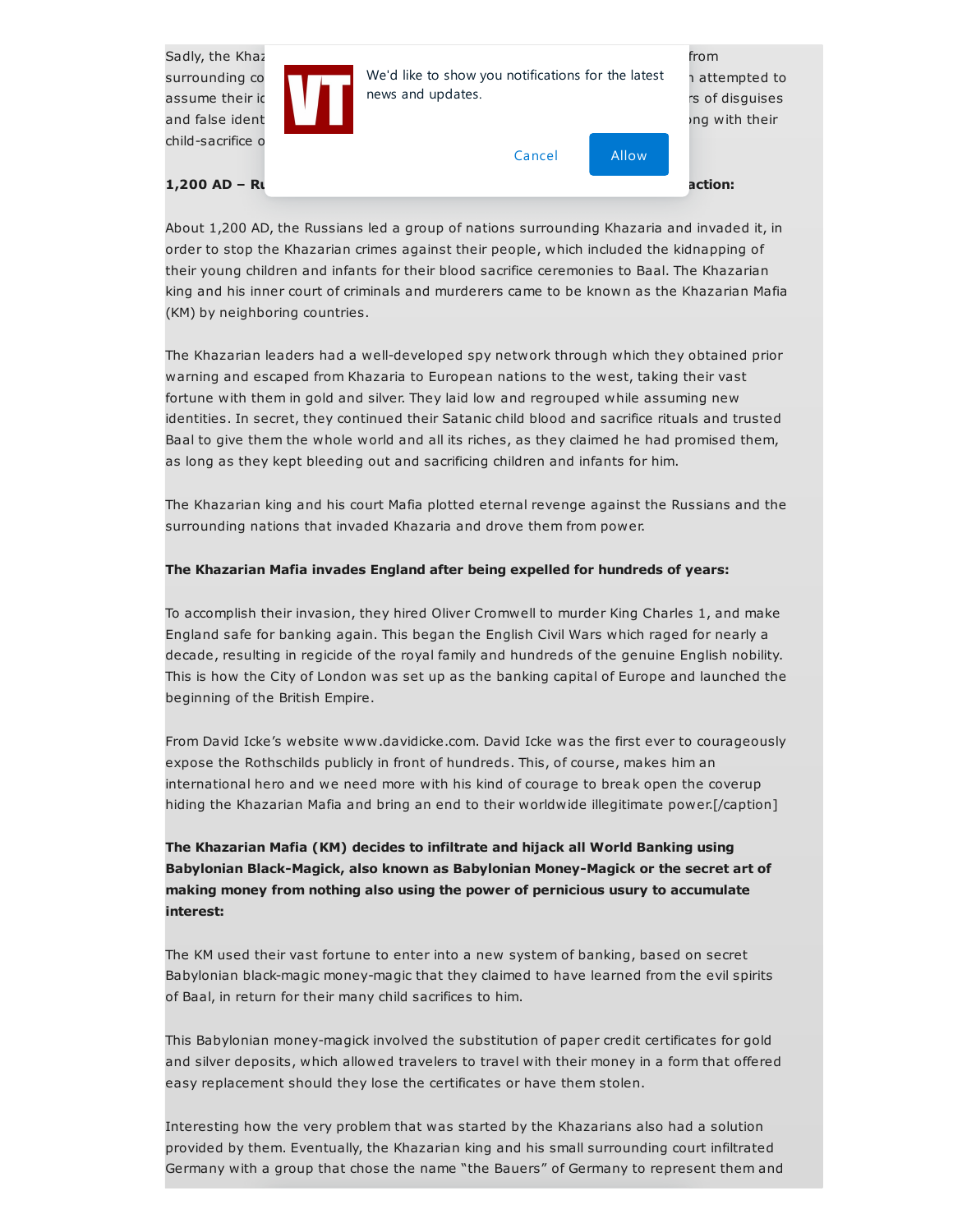Sadly, the Khaz ... from surrounding co ... attempted to assume their id ... rs of disguises and false ident ... ong with their child-sacrifice o

**1,200 AD – Ru ... action:**

About 1,200 AD, the Russians led a group of nations surrounding Khazaria and invaded it, in order to stop the Khazarian crimes against their people, which included the kidnapping of their young children and infants for their blood sacrifice ceremonies to Baal. The Khazarian king and his inner court of criminals and murderers came to be known as the Khazarian Mafia (KM) by neighboring countries.

The Khazarian leaders had a well-developed spy network through which they obtained prior warning and escaped from Khazaria to European nations to the west, taking their vast fortune with them in gold and silver. They laid low and regrouped while assuming new identities. In secret, they continued their Satanic child blood and sacrifice rituals and trusted Baal to give them the whole world and all its riches, as they claimed he had promised them, as long as they kept bleeding out and sacrificing children and infants for him.

The Khazarian king and his court Mafia plotted eternal revenge against the Russians and the surrounding nations that invaded Khazaria and drove them from power.

**The Khazarian Mafia invades England after being expelled for hundreds of years:**

To accomplish their invasion, they hired Oliver Cromwell to murder King Charles 1, and make England safe for banking again. This began the English Civil Wars which raged for nearly a decade, resulting in regicide of the royal family and hundreds of the genuine English nobility. This is how the City of London was set up as the banking capital of Europe and launched the beginning of the British Empire.

From David Icke's website www.davidicke.com. David Icke was the first ever to courageously expose the Rothschilds publicly in front of hundreds. This, of course, makes him an international hero and we need more with his kind of courage to break open the coverup hiding the Khazarian Mafia and bring an end to their worldwide illegitimate power.[/caption]

**The Khazarian Mafia (KM) decides to infiltrate and hijack all World Banking using Babylonian Black-Magick, also known as Babylonian Money-Magick or the secret art of making money from nothing also using the power of pernicious usury to accumulate interest:**

The KM used their vast fortune to enter into a new system of banking, based on secret Babylonian black-magic money-magic that they claimed to have learned from the evil spirits of Baal, in return for their many child sacrifices to him.

This Babylonian money-magick involved the substitution of paper credit certificates for gold and silver deposits, which allowed travelers to travel with their money in a form that offered easy replacement should they lose the certificates or have them stolen.

Interesting how the very problem that was started by the Khazarians also had a solution provided by them. Eventually, the Khazarian king and his small surrounding court infiltrated Germany with a group that chose the name "the Bauers" of Germany to represent them and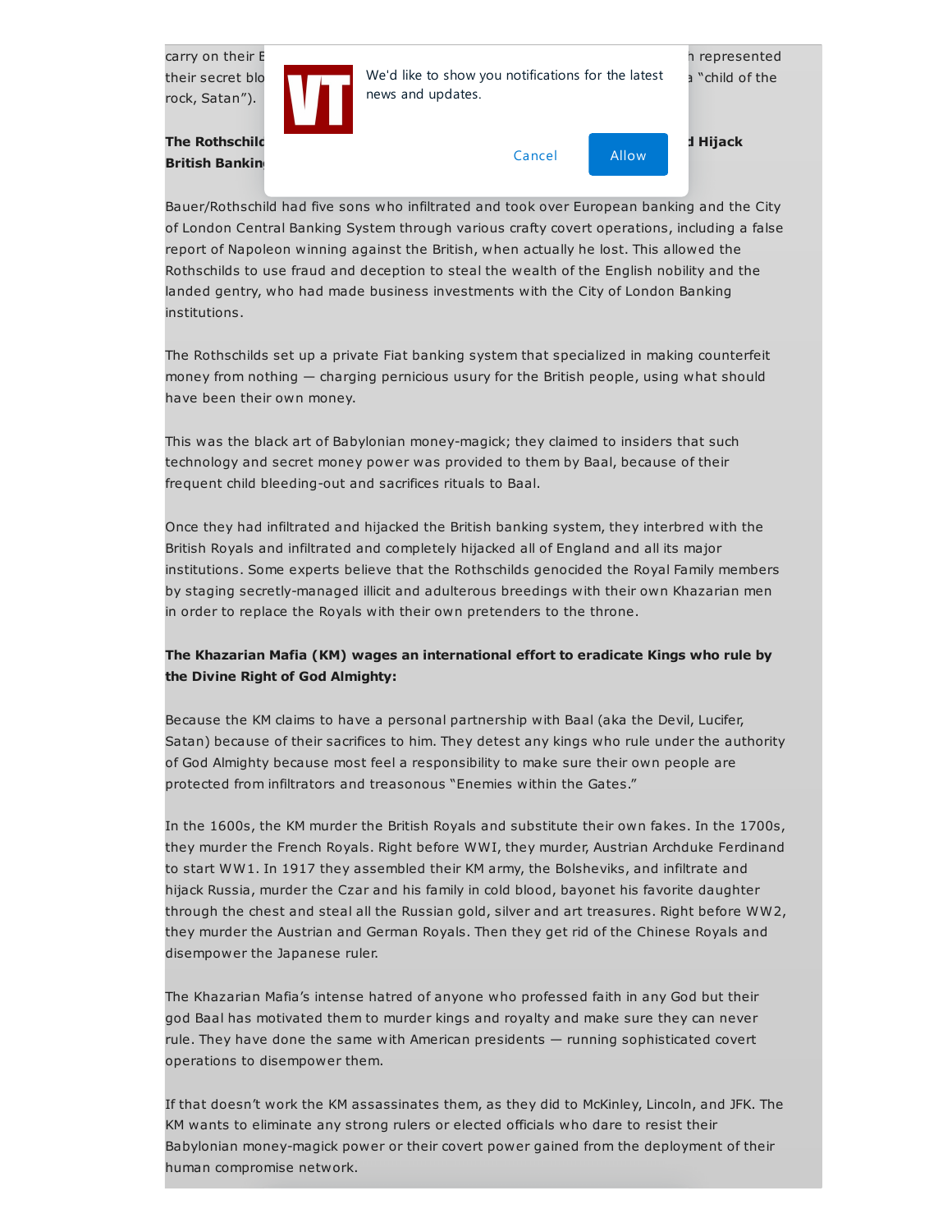carry on their E... represented their secret blo... "child of the rock, Satan").

**The Rothschild... Hijack British Bankin...**

Bauer/Rothschild had five sons who infiltrated and took over European banking and the City of London Central Banking System through various crafty covert operations, including a false report of Napoleon winning against the British, when actually he lost. This allowed the Rothschilds to use fraud and deception to steal the wealth of the English nobility and the landed gentry, who had made business investments with the City of London Banking institutions.

The Rothschilds set up a private Fiat banking system that specialized in making counterfeit money from nothing — charging pernicious usury for the British people, using what should have been their own money.

This was the black art of Babylonian money-magick; they claimed to insiders that such technology and secret money power was provided to them by Baal, because of their frequent child bleeding-out and sacrifices rituals to Baal.

Once they had infiltrated and hijacked the British banking system, they interbred with the British Royals and infiltrated and completely hijacked all of England and all its major institutions. Some experts believe that the Rothschilds genocided the Royal Family members by staging secretly-managed illicit and adulterous breedings with their own Khazarian men in order to replace the Royals with their own pretenders to the throne.

**The Khazarian Mafia (KM) wages an international effort to eradicate Kings who rule by the Divine Right of God Almighty:**

Because the KM claims to have a personal partnership with Baal (aka the Devil, Lucifer, Satan) because of their sacrifices to him. They detest any kings who rule under the authority of God Almighty because most feel a responsibility to make sure their own people are protected from infiltrators and treasonous "Enemies within the Gates."

In the 1600s, the KM murder the British Royals and substitute their own fakes. In the 1700s, they murder the French Royals. Right before WWI, they murder, Austrian Archduke Ferdinand to start WW1. In 1917 they assembled their KM army, the Bolsheviks, and infiltrate and hijack Russia, murder the Czar and his family in cold blood, bayonet his favorite daughter through the chest and steal all the Russian gold, silver and art treasures. Right before WW2, they murder the Austrian and German Royals. Then they get rid of the Chinese Royals and disempower the Japanese ruler.

The Khazarian Mafia's intense hatred of anyone who professed faith in any God but their god Baal has motivated them to murder kings and royalty and make sure they can never rule. They have done the same with American presidents — running sophisticated covert operations to disempower them.

If that doesn't work the KM assassinates them, as they did to McKinley, Lincoln, and JFK. The KM wants to eliminate any strong rulers or elected officials who dare to resist their Babylonian money-magick power or their covert power gained from the deployment of their human compromise network.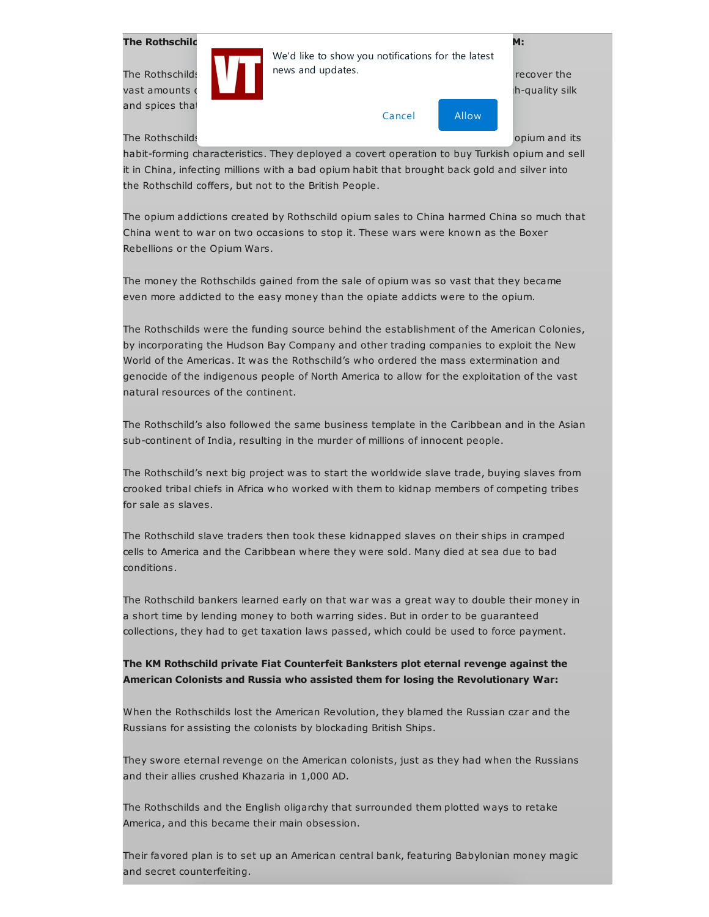**The Rothschild ... M:**

The Rothschilds ... recover the vast amounts ... h-quality silk and spices tha...

The Rothschilds ... opium and its habit-forming characteristics. They deployed a covert operation to buy Turkish opium and sell it in China, infecting millions with a bad opium habit that brought back gold and silver into the Rothschild coffers, but not to the British People.

The opium addictions created by Rothschild opium sales to China harmed China so much that China went to war on two occasions to stop it. These wars were known as the Boxer Rebellions or the Opium Wars.

The money the Rothschilds gained from the sale of opium was so vast that they became even more addicted to the easy money than the opiate addicts were to the opium.

The Rothschilds were the funding source behind the establishment of the American Colonies, by incorporating the Hudson Bay Company and other trading companies to exploit the New World of the Americas. It was the Rothschild's who ordered the mass extermination and genocide of the indigenous people of North America to allow for the exploitation of the vast natural resources of the continent.

The Rothschild's also followed the same business template in the Caribbean and in the Asian sub-continent of India, resulting in the murder of millions of innocent people.

The Rothschild's next big project was to start the worldwide slave trade, buying slaves from crooked tribal chiefs in Africa who worked with them to kidnap members of competing tribes for sale as slaves.

The Rothschild slave traders then took these kidnapped slaves on their ships in cramped cells to America and the Caribbean where they were sold. Many died at sea due to bad conditions.

The Rothschild bankers learned early on that war was a great way to double their money in a short time by lending money to both warring sides. But in order to be guaranteed collections, they had to get taxation laws passed, which could be used to force payment.

**The KM Rothschild private Fiat Counterfeit Banksters plot eternal revenge against the American Colonists and Russia who assisted them for losing the Revolutionary War:**

When the Rothschilds lost the American Revolution, they blamed the Russian czar and the Russians for assisting the colonists by blockading British Ships.

They swore eternal revenge on the American colonists, just as they had when the Russians and their allies crushed Khazaria in 1,000 AD.

The Rothschilds and the English oligarchy that surrounded them plotted ways to retake America, and this became their main obsession.

Their favored plan is to set up an American central bank, featuring Babylonian money magic and secret counterfeiting.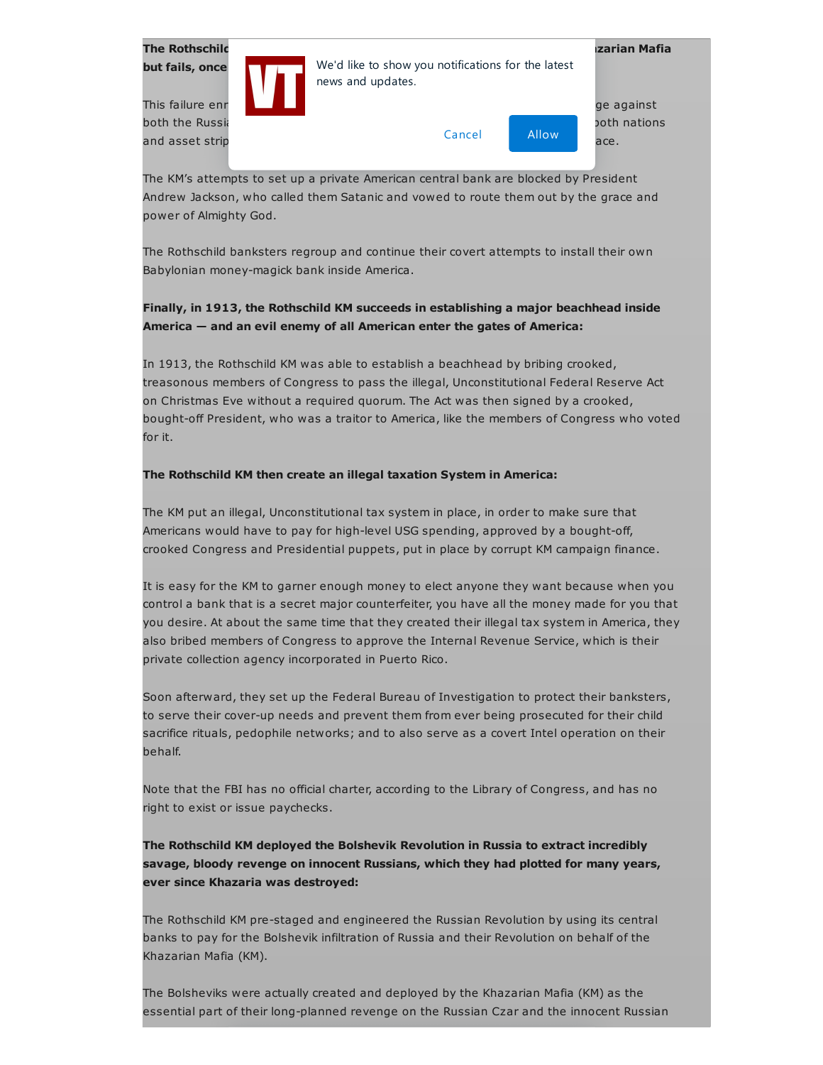**The Rothschild** ... **zarian Mafia but fails, once** ...

This failure enr... ge against both the Russi... both nations and asset strip... ace.

The KM's attempts to set up a private American central bank are blocked by President Andrew Jackson, who called them Satanic and vowed to route them out by the grace and power of Almighty God.

The Rothschild banksters regroup and continue their covert attempts to install their own Babylonian money-magick bank inside America.

**Finally, in 1913, the Rothschild KM succeeds in establishing a major beachhead inside America — and an evil enemy of all American enter the gates of America:**

In 1913, the Rothschild KM was able to establish a beachhead by bribing crooked, treasonous members of Congress to pass the illegal, Unconstitutional Federal Reserve Act on Christmas Eve without a required quorum. The Act was then signed by a crooked, bought-off President, who was a traitor to America, like the members of Congress who voted for it.

**The Rothschild KM then create an illegal taxation System in America:**

The KM put an illegal, Unconstitutional tax system in place, in order to make sure that Americans would have to pay for high-level USG spending, approved by a bought-off, crooked Congress and Presidential puppets, put in place by corrupt KM campaign finance.

It is easy for the KM to garner enough money to elect anyone they want because when you control a bank that is a secret major counterfeiter, you have all the money made for you that you desire. At about the same time that they created their illegal tax system in America, they also bribed members of Congress to approve the Internal Revenue Service, which is their private collection agency incorporated in Puerto Rico.

Soon afterward, they set up the Federal Bureau of Investigation to protect their banksters, to serve their cover-up needs and prevent them from ever being prosecuted for their child sacrifice rituals, pedophile networks; and to also serve as a covert Intel operation on their behalf.

Note that the FBI has no official charter, according to the Library of Congress, and has no right to exist or issue paychecks.

**The Rothschild KM deployed the Bolshevik Revolution in Russia to extract incredibly savage, bloody revenge on innocent Russians, which they had plotted for many years, ever since Khazaria was destroyed:**

The Rothschild KM pre-staged and engineered the Russian Revolution by using its central banks to pay for the Bolshevik infiltration of Russia and their Revolution on behalf of the Khazarian Mafia (KM).

The Bolsheviks were actually created and deployed by the Khazarian Mafia (KM) as the essential part of their long-planned revenge on the Russian Czar and the innocent Russian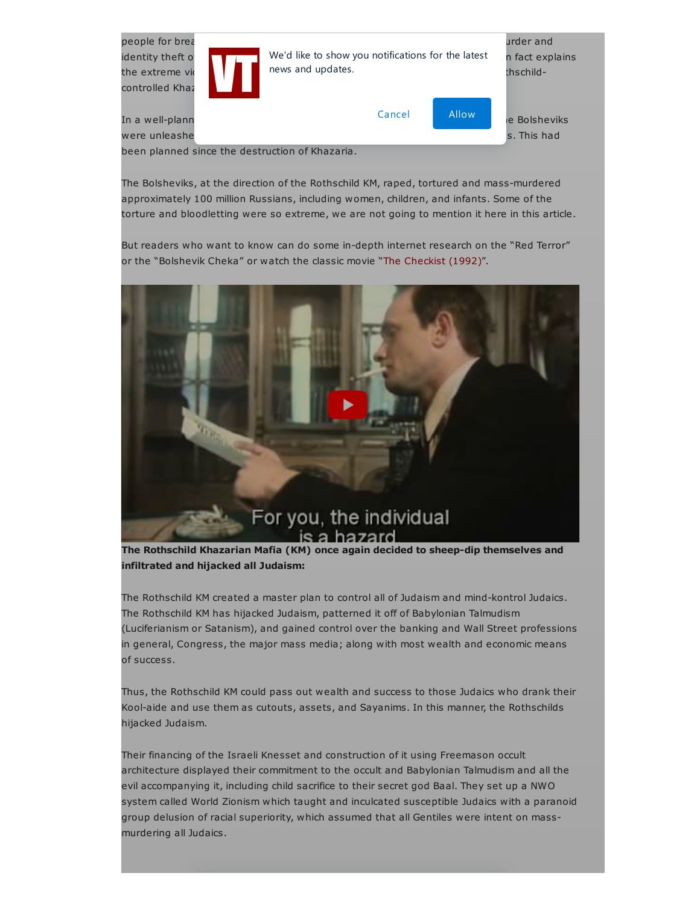people for brea ... urder and identity theft o ... n fact explains the extreme vi ... thschild-controlled Khaz

In a well-plann ... e Bolsheviks were unleashe ... s. This had been planned since the destruction of Khazaria.

The Bolsheviks, at the direction of the Rothschild KM, raped, tortured and mass-murdered approximately 100 million Russians, including women, children, and infants. Some of the torture and bloodletting were so extreme, we are not going to mention it here in this article.

But readers who want to know can do some in-depth internet research on the "Red Terror" or the "Bolshevik Cheka" or watch the classic movie "The Checkist (1992)".

**The Rothschild Khazarian Mafia (KM) once again decided to sheep-dip themselves and infiltrated and hijacked all Judaism:**

The Rothschild KM created a master plan to control all of Judaism and mind-kontrol Judaics. The Rothschild KM has hijacked Judaism, patterned it off of Babylonian Talmudism (Luciferianism or Satanism), and gained control over the banking and Wall Street professions in general, Congress, the major mass media; along with most wealth and economic means of success.

Thus, the Rothschild KM could pass out wealth and success to those Judaics who drank their Kool-aide and use them as cutouts, assets, and Sayanims. In this manner, the Rothschilds hijacked Judaism.

Their financing of the Israeli Knesset and construction of it using Freemason occult architecture displayed their commitment to the occult and Babylonian Talmudism and all the evil accompanying it, including child sacrifice to their secret god Baal. They set up a NWO system called World Zionism which taught and inculcated susceptible Judaics with a paranoid group delusion of racial superiority, which assumed that all Gentiles were intent on mass-murdering all Judaics.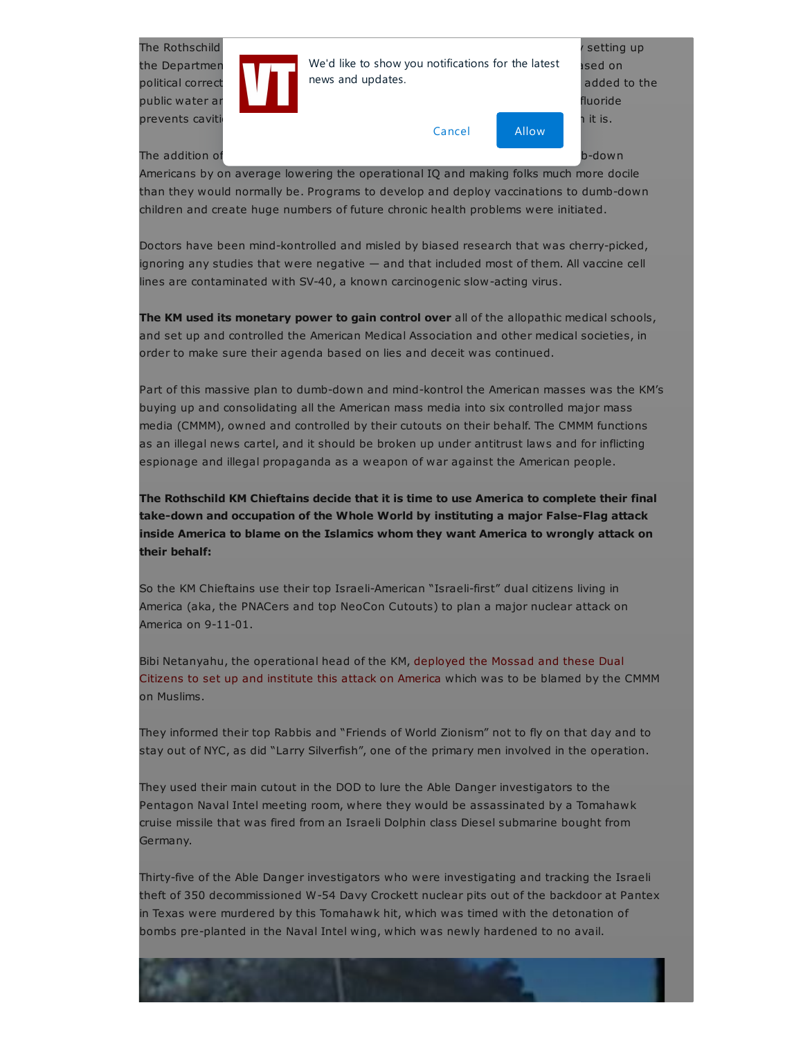The Rothschild ... setting up the Departmen... ased on political correct... added to the public water ar... fluoride prevents caviti... it is.

The addition of ... b-down Americans by on average lowering the operational IQ and making folks much more docile than they would normally be. Programs to develop and deploy vaccinations to dumb-down children and create huge numbers of future chronic health problems were initiated.

Doctors have been mind-kontrolled and misled by biased research that was cherry-picked, ignoring any studies that were negative — and that included most of them. All vaccine cell lines are contaminated with SV-40, a known carcinogenic slow-acting virus.

**The KM used its monetary power to gain control over** all of the allopathic medical schools, and set up and controlled the American Medical Association and other medical societies, in order to make sure their agenda based on lies and deceit was continued.

Part of this massive plan to dumb-down and mind-kontrol the American masses was the KM's buying up and consolidating all the American mass media into six controlled major mass media (CMMM), owned and controlled by their cutouts on their behalf. The CMMM functions as an illegal news cartel, and it should be broken up under antitrust laws and for inflicting espionage and illegal propaganda as a weapon of war against the American people.

**The Rothschild KM Chieftains decide that it is time to use America to complete their final take-down and occupation of the Whole World by instituting a major False-Flag attack inside America to blame on the Islamics whom they want America to wrongly attack on their behalf:**

So the KM Chieftains use their top Israeli-American "Israeli-first" dual citizens living in America (aka, the PNACers and top NeoCon Cutouts) to plan a major nuclear attack on America on 9-11-01.

Bibi Netanyahu, the operational head of the KM, deployed the Mossad and these Dual Citizens to set up and institute this attack on America which was to be blamed by the CMMM on Muslims.

They informed their top Rabbis and "Friends of World Zionism" not to fly on that day and to stay out of NYC, as did "Larry Silverfish", one of the primary men involved in the operation.

They used their main cutout in the DOD to lure the Able Danger investigators to the Pentagon Naval Intel meeting room, where they would be assassinated by a Tomahawk cruise missile that was fired from an Israeli Dolphin class Diesel submarine bought from Germany.

Thirty-five of the Able Danger investigators who were investigating and tracking the Israeli theft of 350 decommissioned W-54 Davy Crockett nuclear pits out of the backdoor at Pantex in Texas were murdered by this Tomahawk hit, which was timed with the detonation of bombs pre-planted in the Naval Intel wing, which was newly hardened to no avail.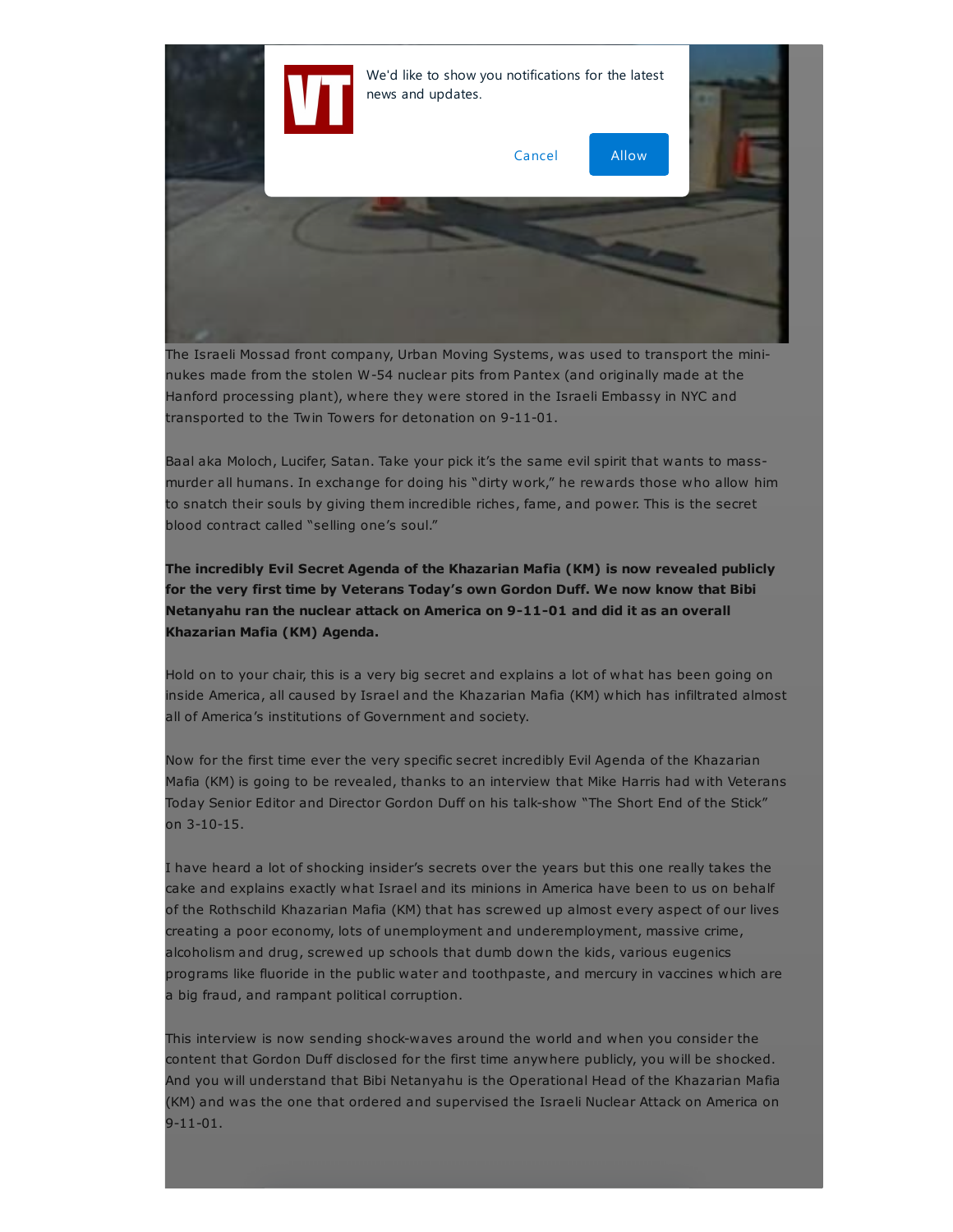The Israeli Mossad front company, Urban Moving Systems, was used to transport the mini-nukes made from the stolen W-54 nuclear pits from Pantex (and originally made at the Hanford processing plant), where they were stored in the Israeli Embassy in NYC and transported to the Twin Towers for detonation on 9-11-01.

Baal aka Moloch, Lucifer, Satan. Take your pick it's the same evil spirit that wants to mass-murder all humans. In exchange for doing his "dirty work," he rewards those who allow him to snatch their souls by giving them incredible riches, fame, and power. This is the secret blood contract called "selling one's soul."

**The incredibly Evil Secret Agenda of the Khazarian Mafia (KM) is now revealed publicly for the very first time by Veterans Today's own Gordon Duff. We now know that Bibi Netanyahu ran the nuclear attack on America on 9-11-01 and did it as an overall Khazarian Mafia (KM) Agenda.**

Hold on to your chair, this is a very big secret and explains a lot of what has been going on inside America, all caused by Israel and the Khazarian Mafia (KM) which has infiltrated almost all of America's institutions of Government and society.

Now for the first time ever the very specific secret incredibly Evil Agenda of the Khazarian Mafia (KM) is going to be revealed, thanks to an interview that Mike Harris had with Veterans Today Senior Editor and Director Gordon Duff on his talk-show "The Short End of the Stick" on 3-10-15.

I have heard a lot of shocking insider's secrets over the years but this one really takes the cake and explains exactly what Israel and its minions in America have been to us on behalf of the Rothschild Khazarian Mafia (KM) that has screwed up almost every aspect of our lives creating a poor economy, lots of unemployment and underemployment, massive crime, alcoholism and drug, screwed up schools that dumb down the kids, various eugenics programs like fluoride in the public water and toothpaste, and mercury in vaccines which are a big fraud, and rampant political corruption.

This interview is now sending shock-waves around the world and when you consider the content that Gordon Duff disclosed for the first time anywhere publicly, you will be shocked. And you will understand that Bibi Netanyahu is the Operational Head of the Khazarian Mafia (KM) and was the one that ordered and supervised the Israeli Nuclear Attack on America on 9-11-01.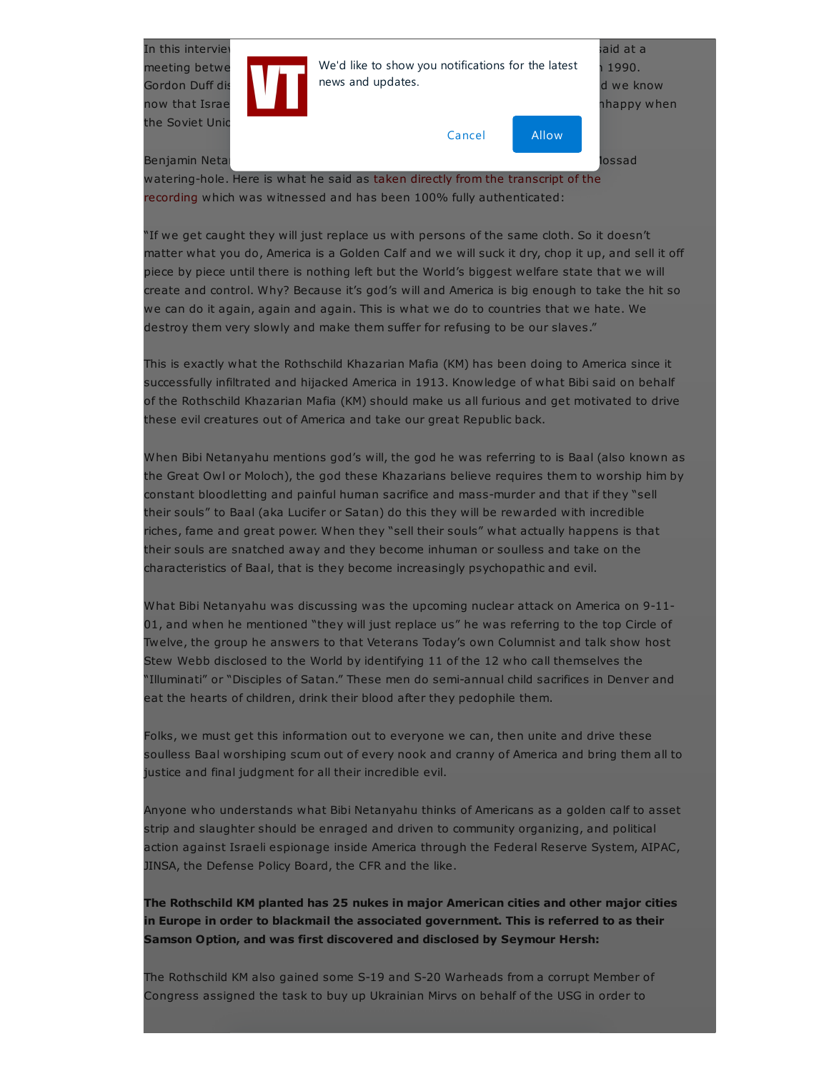In this intervie[...] said at a meeting betwe[...] 1990. Gordon Duff dis[...] d we know now that Israe[...] nhappy when the Soviet Unio[...]

Benjamin Netan[...] Mossad watering-hole. Here is what he said as taken directly from the transcript of the recording which was witnessed and has been 100% fully authenticated:

"If we get caught they will just replace us with persons of the same cloth. So it doesn't matter what you do, America is a Golden Calf and we will suck it dry, chop it up, and sell it off piece by piece until there is nothing left but the World's biggest welfare state that we will create and control. Why? Because it's god's will and America is big enough to take the hit so we can do it again, again and again. This is what we do to countries that we hate. We destroy them very slowly and make them suffer for refusing to be our slaves."

This is exactly what the Rothschild Khazarian Mafia (KM) has been doing to America since it successfully infiltrated and hijacked America in 1913. Knowledge of what Bibi said on behalf of the Rothschild Khazarian Mafia (KM) should make us all furious and get motivated to drive these evil creatures out of America and take our great Republic back.

When Bibi Netanyahu mentions god's will, the god he was referring to is Baal (also known as the Great Owl or Moloch), the god these Khazarians believe requires them to worship him by constant bloodletting and painful human sacrifice and mass-murder and that if they "sell their souls" to Baal (aka Lucifer or Satan) do this they will be rewarded with incredible riches, fame and great power. When they "sell their souls" what actually happens is that their souls are snatched away and they become inhuman or soulless and take on the characteristics of Baal, that is they become increasingly psychopathic and evil.

What Bibi Netanyahu was discussing was the upcoming nuclear attack on America on 9-11-01, and when he mentioned "they will just replace us" he was referring to the top Circle of Twelve, the group he answers to that Veterans Today's own Columnist and talk show host Stew Webb disclosed to the World by identifying 11 of the 12 who call themselves the "Illuminati" or "Disciples of Satan." These men do semi-annual child sacrifices in Denver and eat the hearts of children, drink their blood after they pedophile them.

Folks, we must get this information out to everyone we can, then unite and drive these soulless Baal worshiping scum out of every nook and cranny of America and bring them all to justice and final judgment for all their incredible evil.

Anyone who understands what Bibi Netanyahu thinks of Americans as a golden calf to asset strip and slaughter should be enraged and driven to community organizing, and political action against Israeli espionage inside America through the Federal Reserve System, AIPAC, JINSA, the Defense Policy Board, the CFR and the like.

**The Rothschild KM planted has 25 nukes in major American cities and other major cities in Europe in order to blackmail the associated government. This is referred to as their Samson Option, and was first discovered and disclosed by Seymour Hersh:**

The Rothschild KM also gained some S-19 and S-20 Warheads from a corrupt Member of Congress assigned the task to buy up Ukrainian Mirvs on behalf of the USG in order to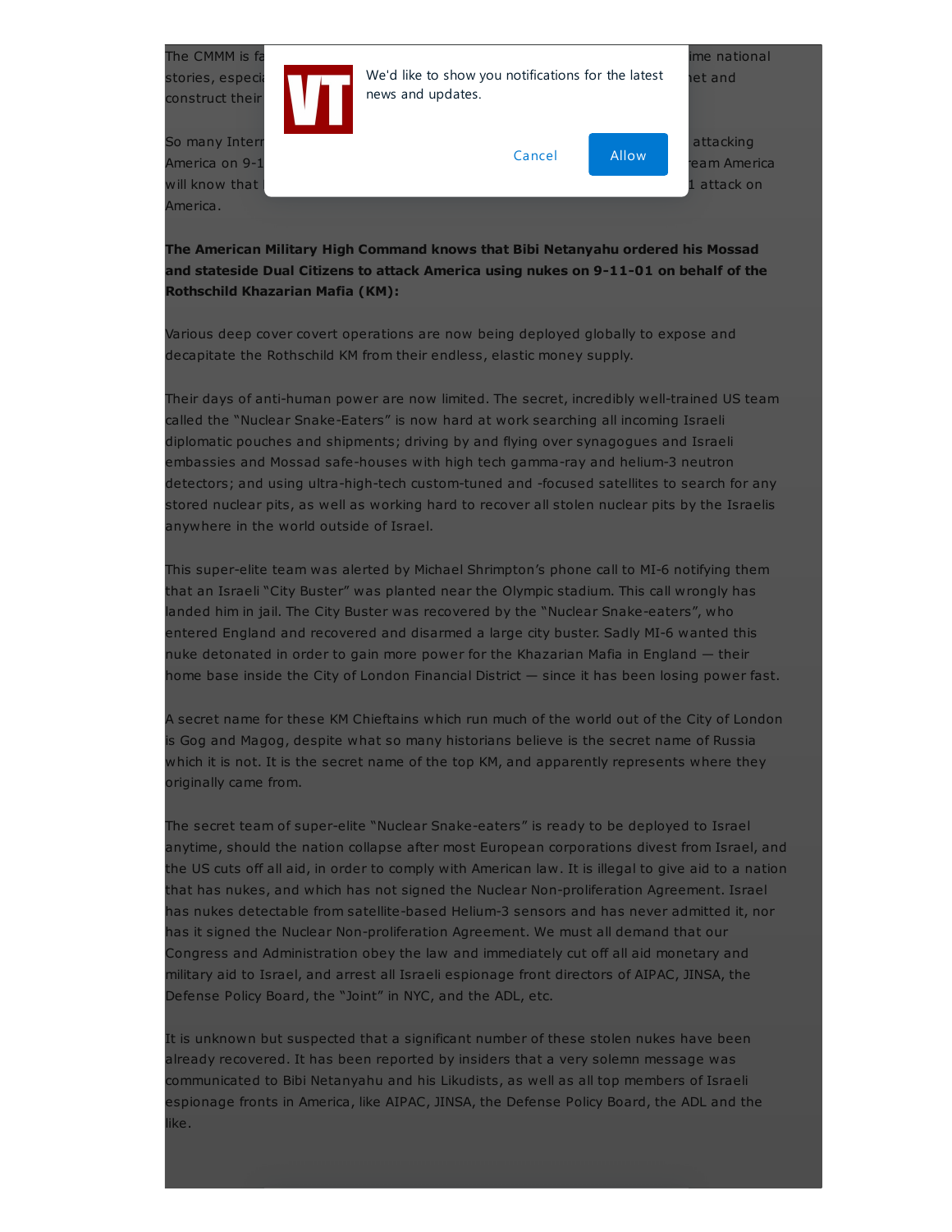The CMMM is fa ... ime national stories, especi ... et and construct their ...

So many Intern ... attacking America on 9-1 ... eam America will know that ... 1 attack on America.

**The American Military High Command knows that Bibi Netanyahu ordered his Mossad and stateside Dual Citizens to attack America using nukes on 9-11-01 on behalf of the Rothschild Khazarian Mafia (KM):**

Various deep cover covert operations are now being deployed globally to expose and decapitate the Rothschild KM from their endless, elastic money supply.

Their days of anti-human power are now limited. The secret, incredibly well-trained US team called the "Nuclear Snake-Eaters" is now hard at work searching all incoming Israeli diplomatic pouches and shipments; driving by and flying over synagogues and Israeli embassies and Mossad safe-houses with high tech gamma-ray and helium-3 neutron detectors; and using ultra-high-tech custom-tuned and -focused satellites to search for any stored nuclear pits, as well as working hard to recover all stolen nuclear pits by the Israelis anywhere in the world outside of Israel.

This super-elite team was alerted by Michael Shrimpton's phone call to MI-6 notifying them that an Israeli "City Buster" was planted near the Olympic stadium. This call wrongly has landed him in jail. The City Buster was recovered by the "Nuclear Snake-eaters", who entered England and recovered and disarmed a large city buster. Sadly MI-6 wanted this nuke detonated in order to gain more power for the Khazarian Mafia in England — their home base inside the City of London Financial District — since it has been losing power fast.

A secret name for these KM Chieftains which run much of the world out of the City of London is Gog and Magog, despite what so many historians believe is the secret name of Russia which it is not. It is the secret name of the top KM, and apparently represents where they originally came from.

The secret team of super-elite "Nuclear Snake-eaters" is ready to be deployed to Israel anytime, should the nation collapse after most European corporations divest from Israel, and the US cuts off all aid, in order to comply with American law. It is illegal to give aid to a nation that has nukes, and which has not signed the Nuclear Non-proliferation Agreement. Israel has nukes detectable from satellite-based Helium-3 sensors and has never admitted it, nor has it signed the Nuclear Non-proliferation Agreement. We must all demand that our Congress and Administration obey the law and immediately cut off all aid monetary and military aid to Israel, and arrest all Israeli espionage front directors of AIPAC, JINSA, the Defense Policy Board, the "Joint" in NYC, and the ADL, etc.

It is unknown but suspected that a significant number of these stolen nukes have been already recovered. It has been reported by insiders that a very solemn message was communicated to Bibi Netanyahu and his Likudists, as well as all top members of Israeli espionage fronts in America, like AIPAC, JINSA, the Defense Policy Board, the ADL and the like.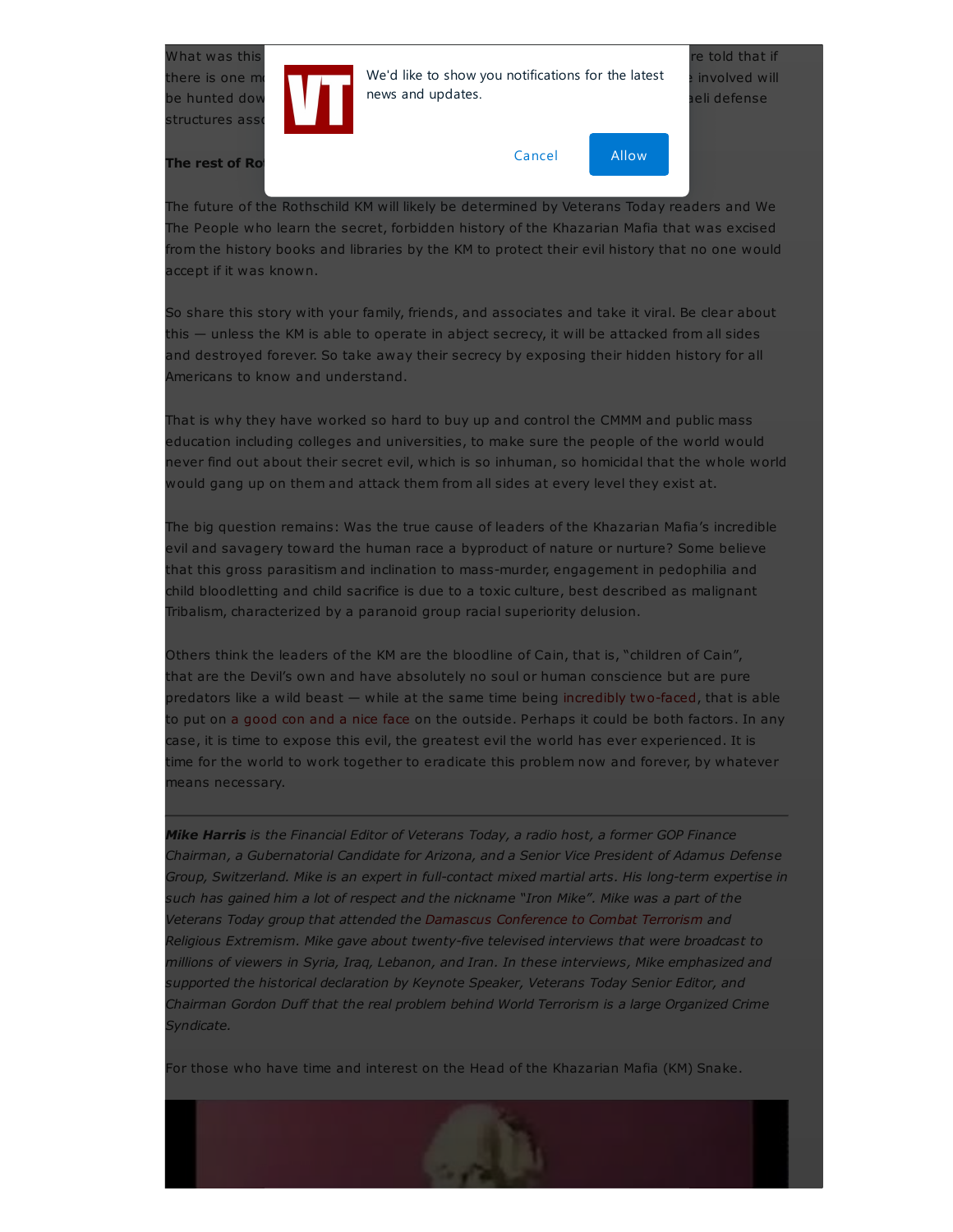What was this … re told that if there is one m… involved will be hunted dow… aeli defense structures ass…

**The rest of Ro…**

The future of the Rothschild KM will likely be determined by Veterans Today readers and We The People who learn the secret, forbidden history of the Khazarian Mafia that was excised from the history books and libraries by the KM to protect their evil history that no one would accept if it was known.

So share this story with your family, friends, and associates and take it viral. Be clear about this — unless the KM is able to operate in abject secrecy, it will be attacked from all sides and destroyed forever. So take away their secrecy by exposing their hidden history for all Americans to know and understand.

That is why they have worked so hard to buy up and control the CMMM and public mass education including colleges and universities, to make sure the people of the world would never find out about their secret evil, which is so inhuman, so homicidal that the whole world would gang up on them and attack them from all sides at every level they exist at.

The big question remains: Was the true cause of leaders of the Khazarian Mafia's incredible evil and savagery toward the human race a byproduct of nature or nurture? Some believe that this gross parasitism and inclination to mass-murder, engagement in pedophilia and child bloodletting and child sacrifice is due to a toxic culture, best described as malignant Tribalism, characterized by a paranoid group racial superiority delusion.

Others think the leaders of the KM are the bloodline of Cain, that is, "children of Cain", that are the Devil's own and have absolutely no soul or human conscience but are pure predators like a wild beast — while at the same time being incredibly two-faced, that is able to put on a good con and a nice face on the outside. Perhaps it could be both factors. In any case, it is time to expose this evil, the greatest evil the world has ever experienced. It is time for the world to work together to eradicate this problem now and forever, by whatever means necessary.

---

***Mike Harris** is the Financial Editor of Veterans Today, a radio host, a former GOP Finance Chairman, a Gubernatorial Candidate for Arizona, and a Senior Vice President of Adamus Defense Group, Switzerland. Mike is an expert in full-contact mixed martial arts. His long-term expertise in such has gained him a lot of respect and the nickname "Iron Mike". Mike was a part of the Veterans Today group that attended the Damascus Conference to Combat Terrorism and Religious Extremism. Mike gave about twenty-five televised interviews that were broadcast to millions of viewers in Syria, Iraq, Lebanon, and Iran. In these interviews, Mike emphasized and supported the historical declaration by Keynote Speaker, Veterans Today Senior Editor, and Chairman Gordon Duff that the real problem behind World Terrorism is a large Organized Crime Syndicate.*

For those who have time and interest on the Head of the Khazarian Mafia (KM) Snake.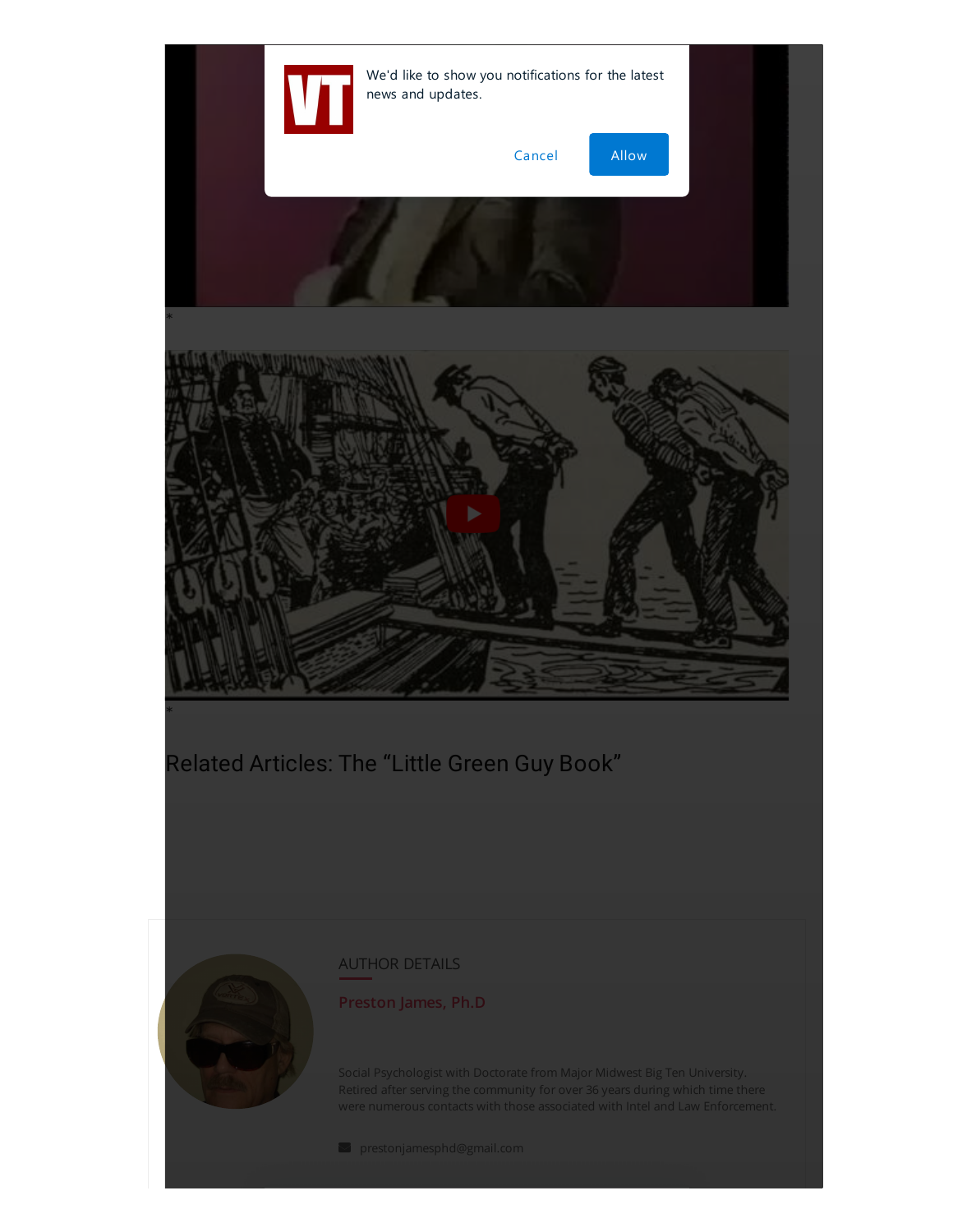We'd like to show you notifications for the latest news and updates.

Cancel Allow

*

*

Related Articles: The "Little Green Guy Book"

AUTHOR DETAILS

**Preston James, Ph.D**

Social Psychologist with Doctorate from Major Midwest Big Ten University. Retired after serving the community for over 36 years during which time there were numerous contacts with those associated with Intel and Law Enforcement.

prestonjamesphd@gmail.com